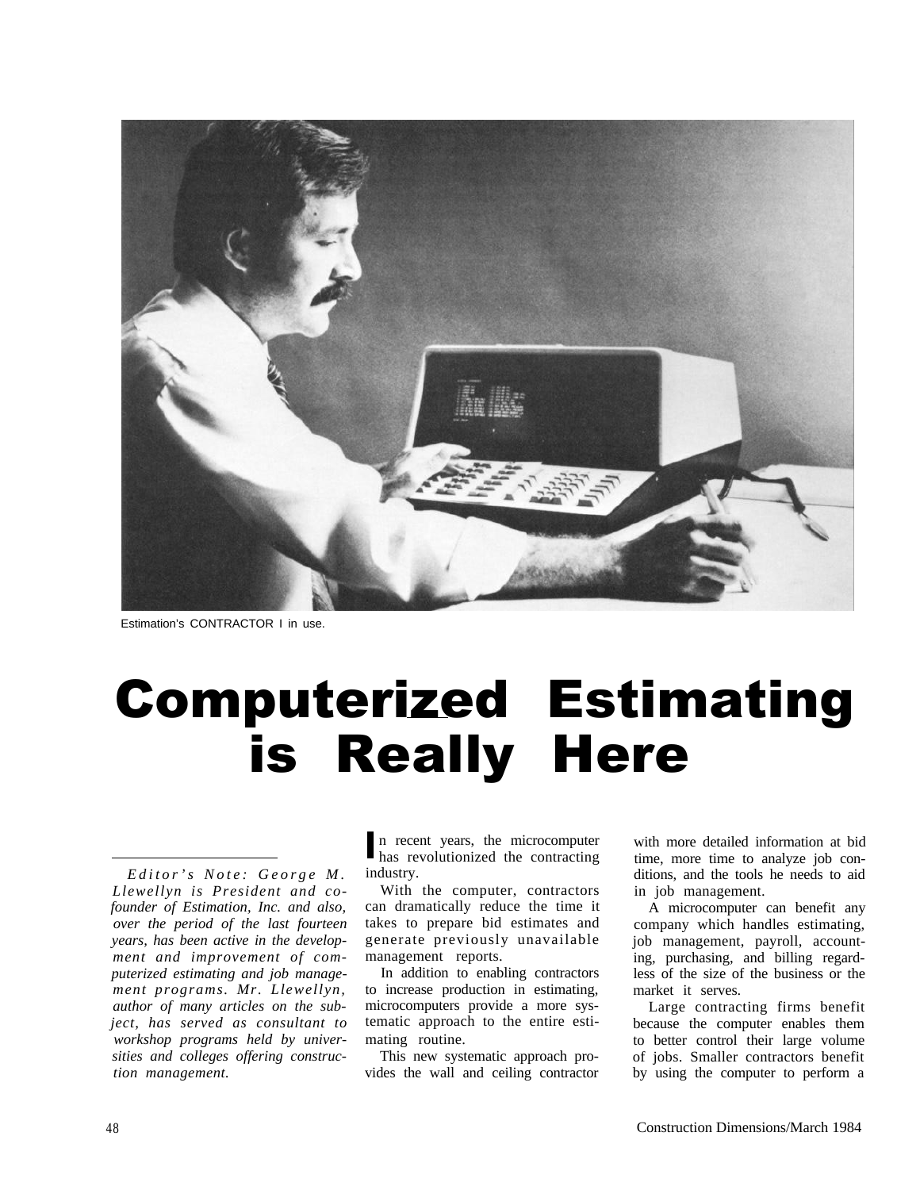Estimation's CONTRACTOR I in use.

# Computerized Estimating is Really Here

*Editor's Note: George M. Llewellyn is President and co-founder of Estimation, Inc. and also, over the period of the last fourteen years, has been active in the development and improvement of computerized estimating and job management programs. Mr. Llewellyn, author of many articles on the subject, has served as consultant to workshop programs held by universities and colleges offering construction management.*

In recent years, the microcomputer has revolutionized the contracting industry.

With the computer, contractors can dramatically reduce the time it takes to prepare bid estimates and generate previously unavailable management reports.

In addition to enabling contractors to increase production in estimating, microcomputers provide a more systematic approach to the entire estimating routine.

This new systematic approach provides the wall and ceiling contractor with more detailed information at bid time, more time to analyze job conditions, and the tools he needs to aid in job management.

A microcomputer can benefit any company which handles estimating, job management, payroll, accounting, purchasing, and billing regardless of the size of the business or the market it serves.

Large contracting firms benefit because the computer enables them to better control their large volume of jobs. Smaller contractors benefit by using the computer to perform a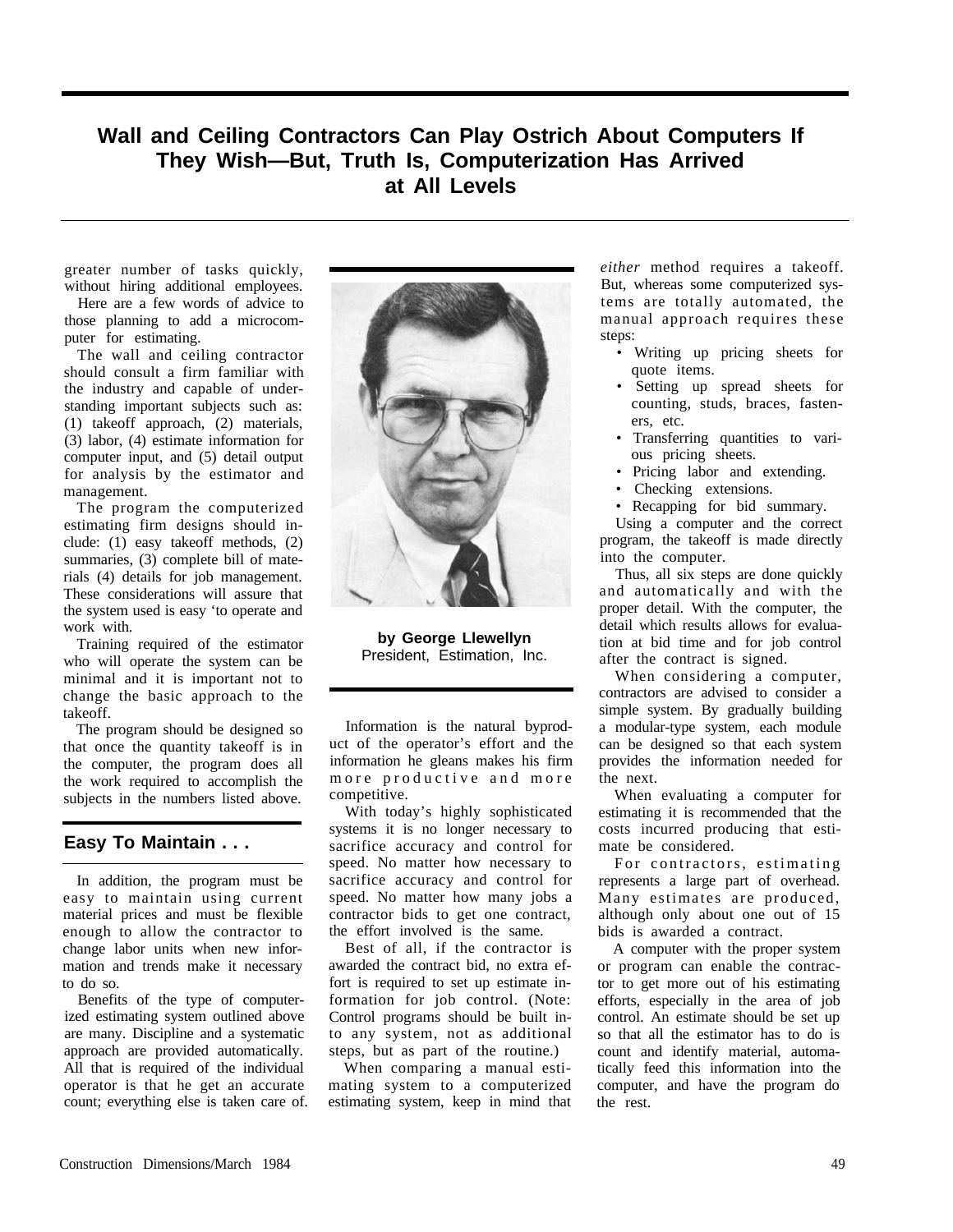# Wall and Ceiling Contractors Can Play Ostrich About Computers If They Wish—But, Truth Is, Computerization Has Arrived at All Levels

greater number of tasks quickly, without hiring additional employees.

Here are a few words of advice to those planning to add a microcomputer for estimating.

The wall and ceiling contractor should consult a firm familiar with the industry and capable of understanding important subjects such as: (1) takeoff approach, (2) materials, (3) labor, (4) estimate information for computer input, and (5) detail output for analysis by the estimator and management.

The program the computerized estimating firm designs should include: (1) easy takeoff methods, (2) summaries, (3) complete bill of materials (4) details for job management. These considerations will assure that the system used is easy 'to operate and work with.

Training required of the estimator who will operate the system can be minimal and it is important not to change the basic approach to the takeoff.

The program should be designed so that once the quantity takeoff is in the computer, the program does all the work required to accomplish the subjects in the numbers listed above.

## Easy To Maintain . . .

In addition, the program must be easy to maintain using current material prices and must be flexible enough to allow the contractor to change labor units when new information and trends make it necessary to do so.

Benefits of the type of computerized estimating system outlined above are many. Discipline and a systematic approach are provided automatically. All that is required of the individual operator is that he get an accurate count; everything else is taken care of.

**by George Llewellyn**
President, Estimation, Inc.

Information is the natural byproduct of the operator's effort and the information he gleans makes his firm more productive and more competitive.

With today's highly sophisticated systems it is no longer necessary to sacrifice accuracy and control for speed. No matter how necessary to sacrifice accuracy and control for speed. No matter how many jobs a contractor bids to get one contract, the effort involved is the same.

Best of all, if the contractor is awarded the contract bid, no extra effort is required to set up estimate information for job control. (Note: Control programs should be built into any system, not as additional steps, but as part of the routine.)

When comparing a manual estimating system to a computerized estimating system, keep in mind that *either* method requires a takeoff. But, whereas some computerized systems are totally automated, the manual approach requires these steps:

- Writing up pricing sheets for quote items.
- Setting up spread sheets for counting, studs, braces, fasteners, etc.
- Transferring quantities to various pricing sheets.
- Pricing labor and extending.
- Checking extensions.
- Recapping for bid summary.

Using a computer and the correct program, the takeoff is made directly into the computer.

Thus, all six steps are done quickly and automatically and with the proper detail. With the computer, the detail which results allows for evaluation at bid time and for job control after the contract is signed.

When considering a computer, contractors are advised to consider a simple system. By gradually building a modular-type system, each module can be designed so that each system provides the information needed for the next.

When evaluating a computer for estimating it is recommended that the costs incurred producing that estimate be considered.

For contractors, estimating represents a large part of overhead. Many estimates are produced, although only about one out of 15 bids is awarded a contract.

A computer with the proper system or program can enable the contractor to get more out of his estimating efforts, especially in the area of job control. An estimate should be set up so that all the estimator has to do is count and identify material, automatically feed this information into the computer, and have the program do the rest.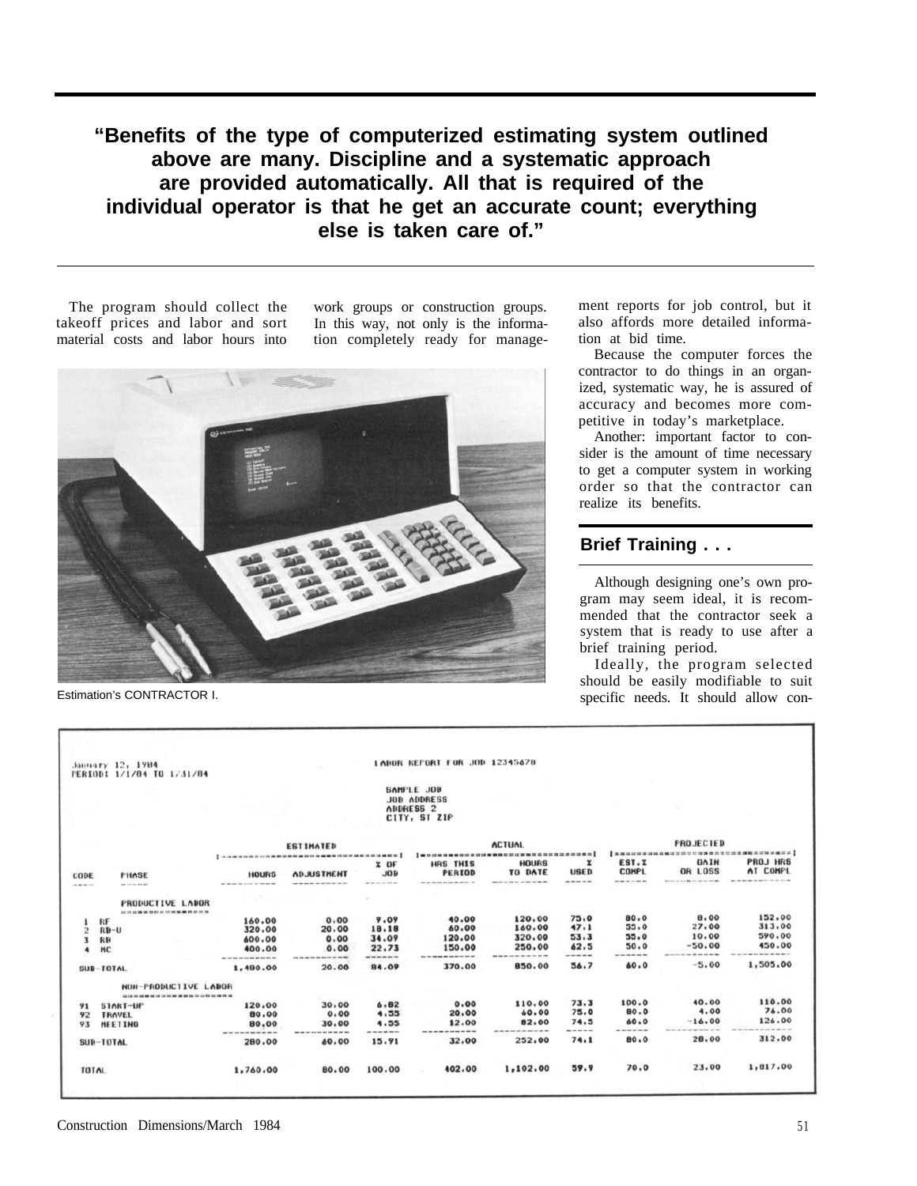**"Benefits of the type of computerized estimating system outlined above are many. Discipline and a systematic approach are provided automatically. All that is required of the individual operator is that he get an accurate count; everything else is taken care of."**

The program should collect the takeoff prices and labor and sort material costs and labor hours into work groups or construction groups. In this way, not only is the information completely ready for management reports for job control, but it also affords more detailed information at bid time.

Because the computer forces the contractor to do things in an organized, systematic way, he is assured of accuracy and becomes more competitive in today's marketplace.

Another: important factor to consider is the amount of time necessary to get a computer system in working order so that the contractor can realize its benefits.

Estimation's CONTRACTOR I.

## Brief Training . . .

Although designing one's own program may seem ideal, it is recommended that the contractor seek a system that is ready to use after a brief training period.

Ideally, the program selected should be easily modifiable to suit specific needs. It should allow con-

January 12, 1984
PERIOD: 1/1/84 TO 1/31/84

LABOR REPORT FOR JOB 12345678

SAMPLE JOB
JOB ADDRESS
ADDRESS 2
CITY, ST ZIP

| CODE | PHASE | ESTIMATED | | | ACTUAL | | | PROJECTED | | |
|---|---|---|---|---|---|---|---|---|---|---|
| | | HOURS | ADJUSTMENT | % OF JOB | HRS THIS PERIOD | HOURS TO DATE | % USED | EST.% COMPL | GAIN OR LOSS | PROJ HRS AT COMPL |
| | PRODUCTIVE LABOR | | | | | | | | | |
| 1 | RF | 160.00 | 0.00 | 9.09 | 40.00 | 120.00 | 75.0 | 80.0 | 8.00 | 152.00 |
| 2 | RB-U | 320.00 | 20.00 | 18.18 | 60.00 | 160.00 | 47.1 | 55.0 | 27.00 | 313.00 |
| 3 | RB | 600.00 | 0.00 | 34.09 | 120.00 | 320.00 | 53.3 | 55.0 | 10.00 | 590.00 |
| 4 | HC | 400.00 | 0.00 | 22.73 | 150.00 | 250.00 | 62.5 | 50.0 | -50.00 | 450.00 |
| SUB-TOTAL | | 1,480.00 | 20.00 | 84.09 | 370.00 | 850.00 | 56.7 | 60.0 | -5.00 | 1,505.00 |
| | NON-PRODUCTIVE LABOR | | | | | | | | | |
| 91 | START-UP | 120.00 | 30.00 | 6.82 | 0.00 | 110.00 | 73.3 | 100.0 | 40.00 | 110.00 |
| 92 | TRAVEL | 80.00 | 0.00 | 4.55 | 20.00 | 60.00 | 75.0 | 80.0 | 4.00 | 76.00 |
| 93 | MEETING | 80.00 | 30.00 | 4.55 | 12.00 | 82.00 | 74.5 | 60.0 | -16.00 | 126.00 |
| SUB-TOTAL | | 280.00 | 60.00 | 15.91 | 32.00 | 252.00 | 74.1 | 80.0 | 28.00 | 312.00 |
| TOTAL | | 1,760.00 | 80.00 | 100.00 | 402.00 | 1,102.00 | 59.9 | 70.0 | 23.00 | 1,817.00 |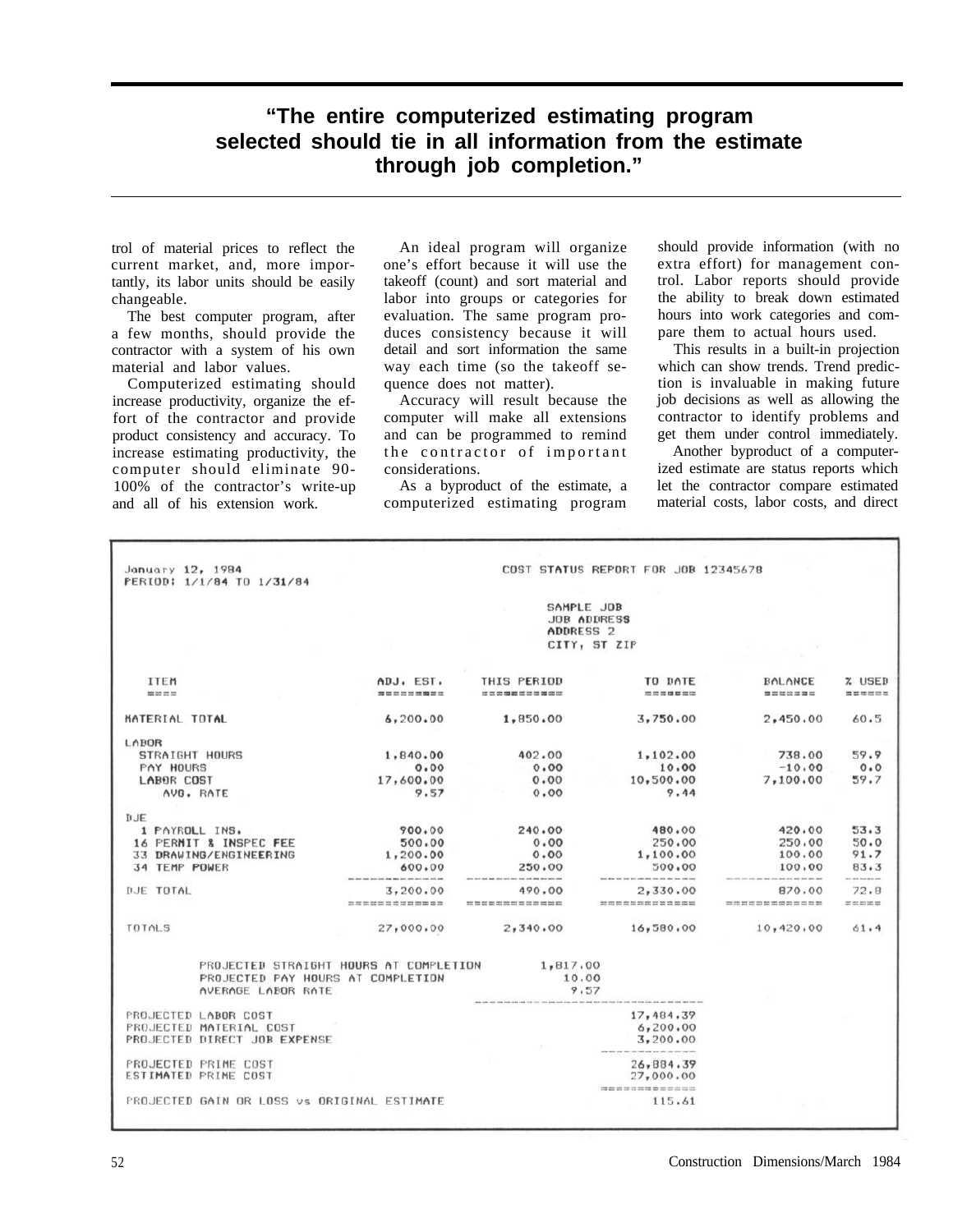**"The entire computerized estimating program selected should tie in all information from the estimate through job completion."**

trol of material prices to reflect the current market, and, more importantly, its labor units should be easily changeable.

The best computer program, after a few months, should provide the contractor with a system of his own material and labor values.

Computerized estimating should increase productivity, organize the effort of the contractor and provide product consistency and accuracy. To increase estimating productivity, the computer should eliminate 90-100% of the contractor's write-up and all of his extension work.

An ideal program will organize one's effort because it will use the takeoff (count) and sort material and labor into groups or categories for evaluation. The same program produces consistency because it will detail and sort information the same way each time (so the takeoff sequence does not matter).

Accuracy will result because the computer will make all extensions and can be programmed to remind the contractor of important considerations.

As a byproduct of the estimate, a computerized estimating program should provide information (with no extra effort) for management control. Labor reports should provide the ability to break down estimated hours into work categories and compare them to actual hours used.

This results in a built-in projection which can show trends. Trend prediction is invaluable in making future job decisions as well as allowing the contractor to identify problems and get them under control immediately.

Another byproduct of a computerized estimate are status reports which let the contractor compare estimated material costs, labor costs, and direct

```
January 12, 1984                              COST STATUS REPORT FOR JOB 12345678
PERIOD: 1/1/84 TO 1/31/84

                                                    SAMPLE JOB
                                                    JOB ADDRESS
                                                    ADDRESS 2
                                                    CITY, ST ZIP
```

| ITEM | ADJ. EST. | THIS PERIOD | TO DATE | BALANCE | % USED |
|---|---|---|---|---|---|
| MATERIAL TOTAL | 6,200.00 | 1,850.00 | 3,750.00 | 2,450.00 | 60.5 |
| LABOR | | | | | |
| STRAIGHT HOURS | 1,840.00 | 402.00 | 1,102.00 | 738.00 | 59.9 |
| PAY HOURS | 0.00 | 0.00 | 10.00 | -10.00 | 0.0 |
| LABOR COST | 17,600.00 | 0.00 | 10,500.00 | 7,100.00 | 59.7 |
| AVG. RATE | 9.57 | 0.00 | 9.44 | | |
| DJE | | | | | |
| 1 PAYROLL INS. | 900.00 | 240.00 | 480.00 | 420.00 | 53.3 |
| 16 PERMIT & INSPEC FEE | 500.00 | 0.00 | 250.00 | 250.00 | 50.0 |
| 33 DRAWING/ENGINEERING | 1,200.00 | 0.00 | 1,100.00 | 100.00 | 91.7 |
| 34 TEMP POWER | 600.00 | 250.00 | 500.00 | 100.00 | 83.3 |
| DJE TOTAL | 3,200.00 | 490.00 | 2,330.00 | 870.00 | 72.8 |
| TOTALS | 27,000.00 | 2,340.00 | 16,580.00 | 10,420.00 | 61.4 |

```
PROJECTED STRAIGHT HOURS AT COMPLETION      1,817.00
PROJECTED PAY HOURS AT COMPLETION              10.00
AVERAGE LABOR RATE                              9.57

PROJECTED LABOR COST                                      17,484.39
PROJECTED MATERIAL COST                                    6,200.00
PROJECTED DIRECT JOB EXPENSE                               3,200.00

PROJECTED PRIME COST                                      26,884.39
ESTIMATED PRIME COST                                      27,000.00

PROJECTED GAIN OR LOSS vs ORIGINAL ESTIMATE                  115.61
```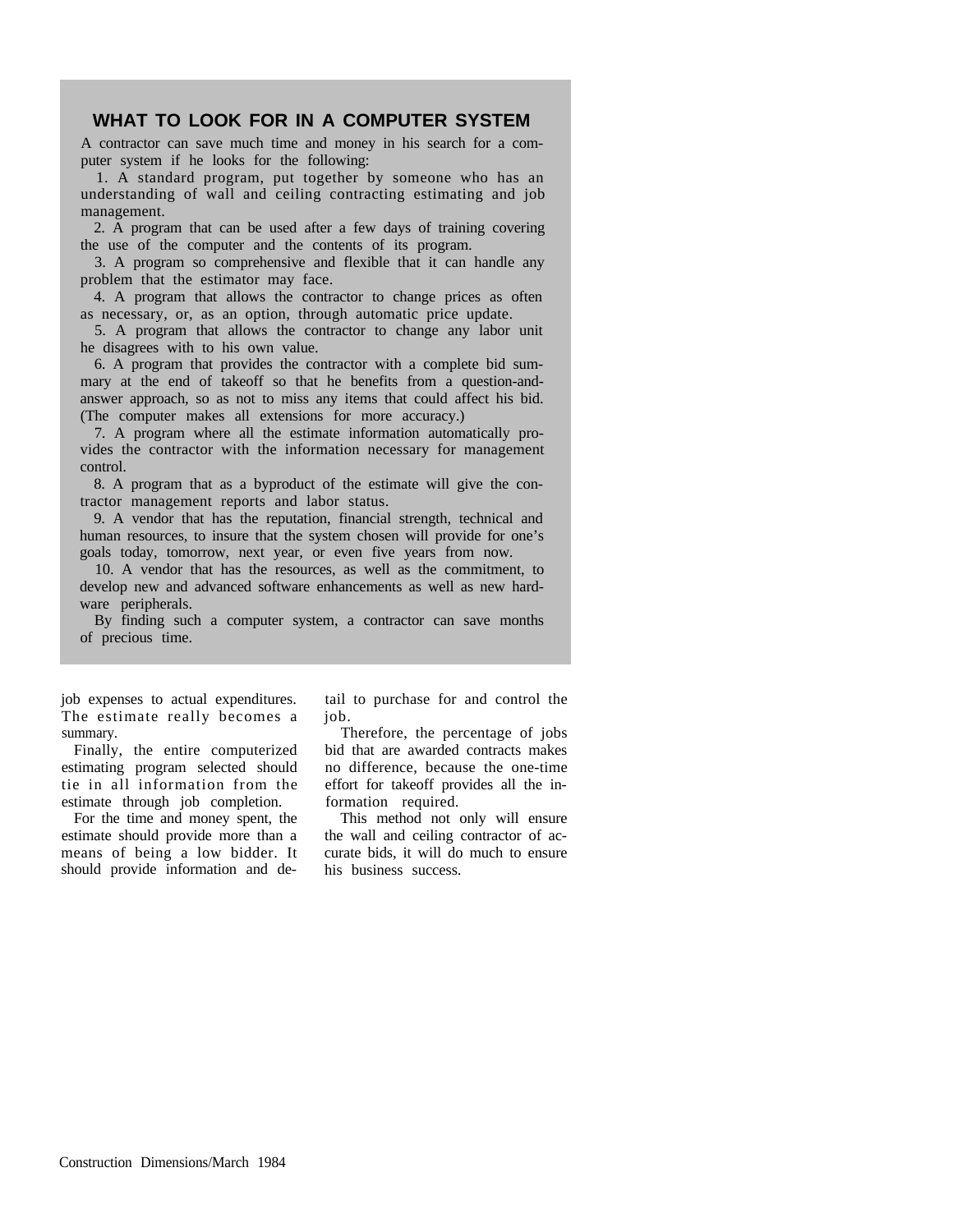## WHAT TO LOOK FOR IN A COMPUTER SYSTEM

A contractor can save much time and money in his search for a computer system if he looks for the following:

1. A standard program, put together by someone who has an understanding of wall and ceiling contracting estimating and job management.
2. A program that can be used after a few days of training covering the use of the computer and the contents of its program.
3. A program so comprehensive and flexible that it can handle any problem that the estimator may face.
4. A program that allows the contractor to change prices as often as necessary, or, as an option, through automatic price update.
5. A program that allows the contractor to change any labor unit he disagrees with to his own value.
6. A program that provides the contractor with a complete bid summary at the end of takeoff so that he benefits from a question-and-answer approach, so as not to miss any items that could affect his bid. (The computer makes all extensions for more accuracy.)
7. A program where all the estimate information automatically provides the contractor with the information necessary for management control.
8. A program that as a byproduct of the estimate will give the contractor management reports and labor status.
9. A vendor that has the reputation, financial strength, technical and human resources, to insure that the system chosen will provide for one's goals today, tomorrow, next year, or even five years from now.
10. A vendor that has the resources, as well as the commitment, to develop new and advanced software enhancements as well as new hardware peripherals.

By finding such a computer system, a contractor can save months of precious time.

job expenses to actual expenditures. The estimate really becomes a summary.

Finally, the entire computerized estimating program selected should tie in all information from the estimate through job completion.

For the time and money spent, the estimate should provide more than a means of being a low bidder. It should provide information and detail to purchase for and control the job.

Therefore, the percentage of jobs bid that are awarded contracts makes no difference, because the one-time effort for takeoff provides all the information required.

This method not only will ensure the wall and ceiling contractor of accurate bids, it will do much to ensure his business success.